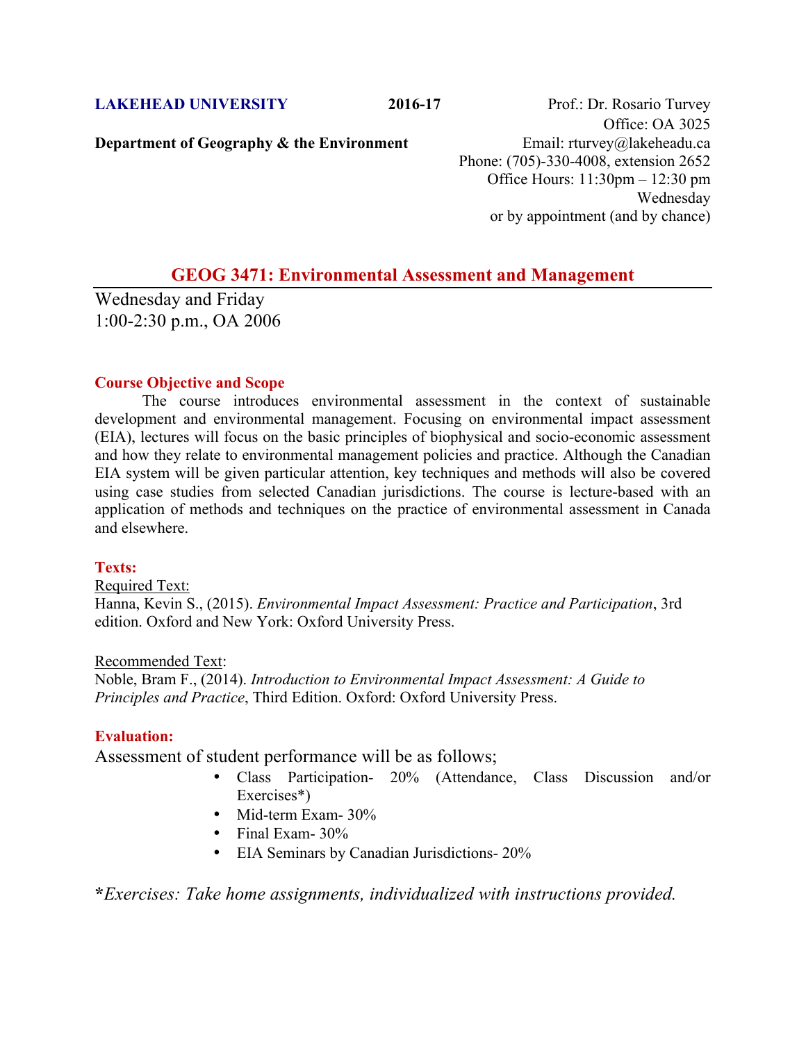**LAKEHEAD UNIVERSITY** **2016-17**

**Department of Geography & the Environment**

Prof.: Dr. Rosario Turvey
Office: OA 3025
Email: rturvey@lakeheadu.ca
Phone: (705)-330-4008, extension 2652
Office Hours: 11:30pm – 12:30 pm Wednesday
or by appointment (and by chance)

# GEOG 3471: Environmental Assessment and Management

Wednesday and Friday
1:00-2:30 p.m., OA 2006

## Course Objective and Scope

The course introduces environmental assessment in the context of sustainable development and environmental management. Focusing on environmental impact assessment (EIA), lectures will focus on the basic principles of biophysical and socio-economic assessment and how they relate to environmental management policies and practice. Although the Canadian EIA system will be given particular attention, key techniques and methods will also be covered using case studies from selected Canadian jurisdictions. The course is lecture-based with an application of methods and techniques on the practice of environmental assessment in Canada and elsewhere.

## Texts:

Required Text:
Hanna, Kevin S., (2015). *Environmental Impact Assessment: Practice and Participation*, 3rd edition. Oxford and New York: Oxford University Press.

Recommended Text:
Noble, Bram F., (2014). *Introduction to Environmental Impact Assessment: A Guide to Principles and Practice*, Third Edition. Oxford: Oxford University Press.

## Evaluation:

Assessment of student performance will be as follows;

- Class Participation- 20% (Attendance, Class Discussion and/or Exercises*)
- Mid-term Exam- 30%
- Final Exam- 30%
- EIA Seminars by Canadian Jurisdictions- 20%

***Exercises: Take home assignments, individualized with instructions provided.***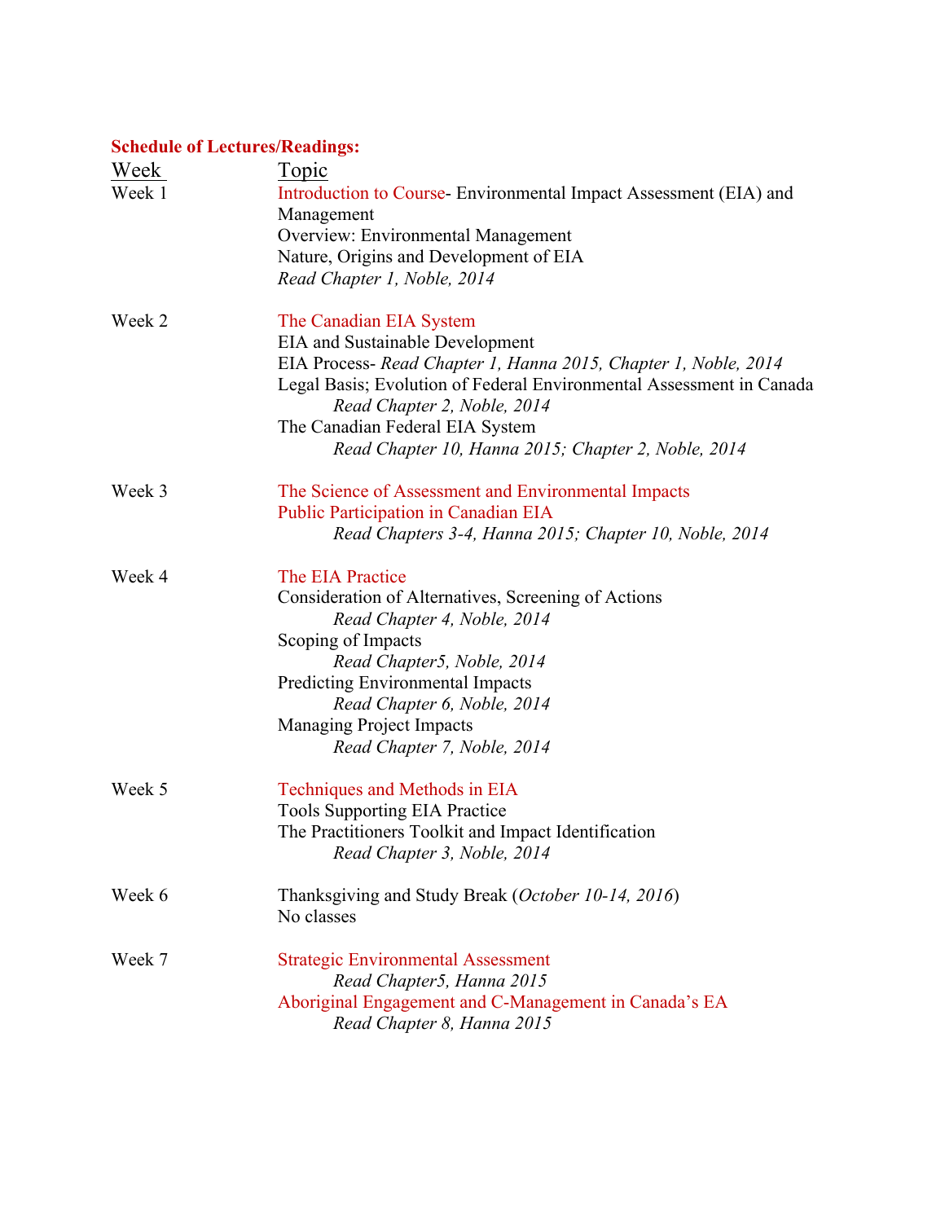**Schedule of Lectures/Readings:**

| Week | Topic |
| --- | --- |
| Week 1 | Introduction to Course- Environmental Impact Assessment (EIA) and Management<br>Overview: Environmental Management<br>Nature, Origins and Development of EIA<br>*Read Chapter 1, Noble, 2014* |
| Week 2 | The Canadian EIA System<br>EIA and Sustainable Development<br>EIA Process- *Read Chapter 1, Hanna 2015, Chapter 1, Noble, 2014*<br>Legal Basis; Evolution of Federal Environmental Assessment in Canada<br>*Read Chapter 2, Noble, 2014*<br>The Canadian Federal EIA System<br>*Read Chapter 10, Hanna 2015; Chapter 2, Noble, 2014* |
| Week 3 | The Science of Assessment and Environmental Impacts<br>Public Participation in Canadian EIA<br>*Read Chapters 3-4, Hanna 2015; Chapter 10, Noble, 2014* |
| Week 4 | The EIA Practice<br>Consideration of Alternatives, Screening of Actions<br>*Read Chapter 4, Noble, 2014*<br>Scoping of Impacts<br>*Read Chapter5, Noble, 2014*<br>Predicting Environmental Impacts<br>*Read Chapter 6, Noble, 2014*<br>Managing Project Impacts<br>*Read Chapter 7, Noble, 2014* |
| Week 5 | Techniques and Methods in EIA<br>Tools Supporting EIA Practice<br>The Practitioners Toolkit and Impact Identification<br>*Read Chapter 3, Noble, 2014* |
| Week 6 | Thanksgiving and Study Break (*October 10-14, 2016*)<br>No classes |
| Week 7 | Strategic Environmental Assessment<br>*Read Chapter5, Hanna 2015*<br>Aboriginal Engagement and C-Management in Canada's EA<br>*Read Chapter 8, Hanna 2015* |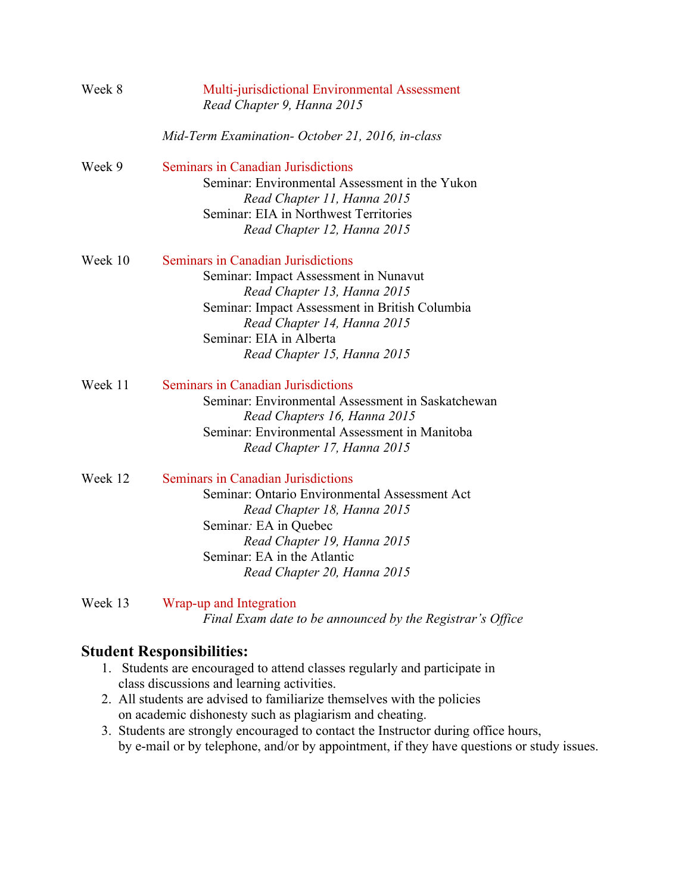Week 8 Multi-jurisdictional Environmental Assessment
*Read Chapter 9, Hanna 2015*

*Mid-Term Examination- October 21, 2016, in-class*

Week 9 Seminars in Canadian Jurisdictions
Seminar: Environmental Assessment in the Yukon
*Read Chapter 11, Hanna 2015*
Seminar: EIA in Northwest Territories
*Read Chapter 12, Hanna 2015*

Week 10 Seminars in Canadian Jurisdictions
Seminar: Impact Assessment in Nunavut
*Read Chapter 13, Hanna 2015*
Seminar: Impact Assessment in British Columbia
*Read Chapter 14, Hanna 2015*
Seminar: EIA in Alberta
*Read Chapter 15, Hanna 2015*

Week 11 Seminars in Canadian Jurisdictions
Seminar: Environmental Assessment in Saskatchewan
*Read Chapters 16, Hanna 2015*
Seminar: Environmental Assessment in Manitoba
*Read Chapter 17, Hanna 2015*

Week 12 Seminars in Canadian Jurisdictions
Seminar: Ontario Environmental Assessment Act
*Read Chapter 18, Hanna 2015*
Seminar: EA in Quebec
*Read Chapter 19, Hanna 2015*
Seminar: EA in the Atlantic
*Read Chapter 20, Hanna 2015*

Week 13 Wrap-up and Integration
*Final Exam date to be announced by the Registrar's Office*

## Student Responsibilities:

1. Students are encouraged to attend classes regularly and participate in class discussions and learning activities.
2. All students are advised to familiarize themselves with the policies on academic dishonesty such as plagiarism and cheating.
3. Students are strongly encouraged to contact the Instructor during office hours, by e-mail or by telephone, and/or by appointment, if they have questions or study issues.